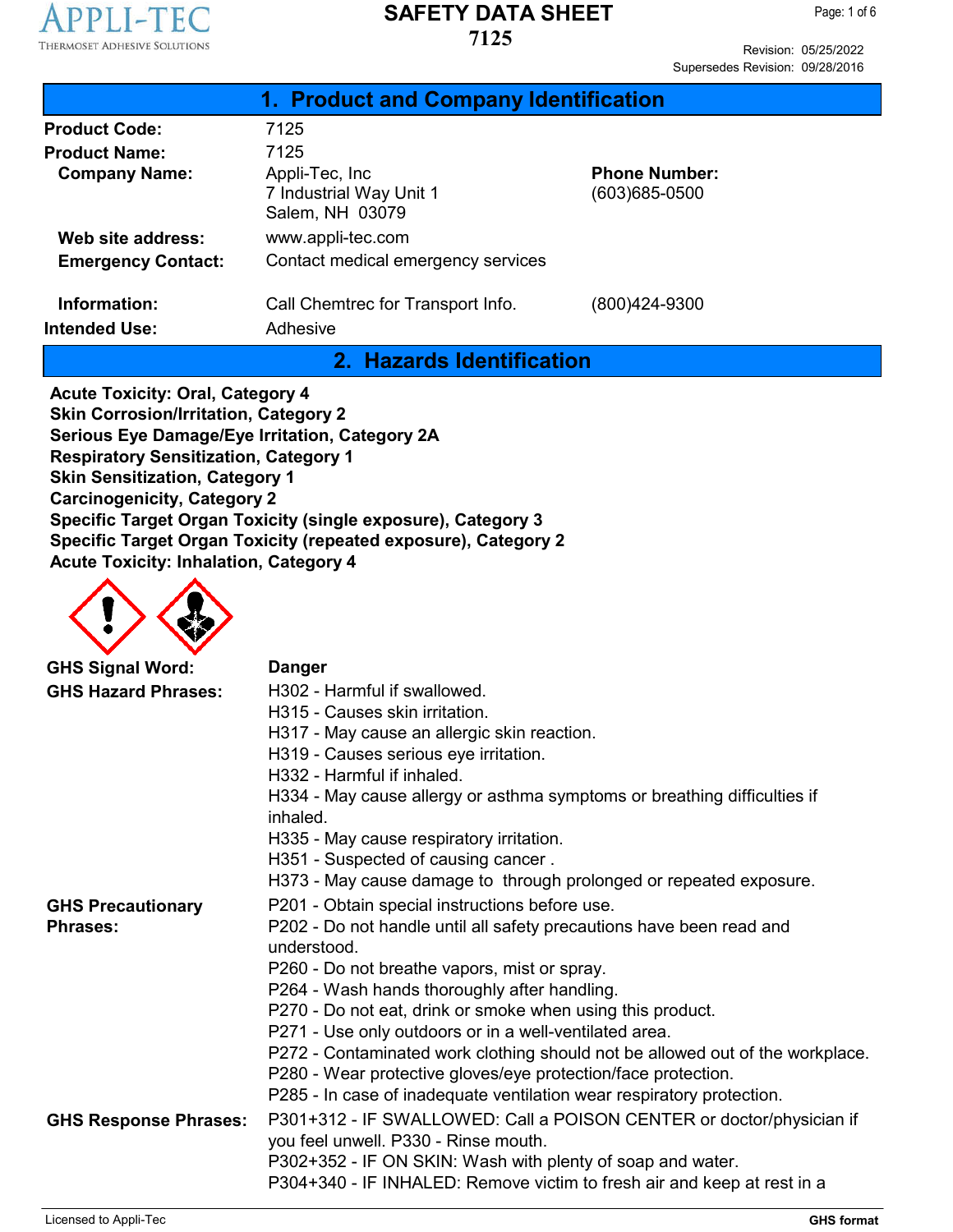# SAFETY DATA SHEET
# 7125

Revision: 05/25/2022
Supersedes Revision: 09/28/2016

## 1. Product and Company Identification

**Product Code:** 7125

**Product Name:** 7125

**Company Name:** Appli-Tec, Inc
7 Industrial Way Unit 1
Salem, NH 03079

**Phone Number:** (603)685-0500

**Web site address:** www.appli-tec.com

**Emergency Contact:** Contact medical emergency services

**Information:** Call Chemtrec for Transport Info. (800)424-9300

**Intended Use:** Adhesive

## 2. Hazards Identification

**Acute Toxicity: Oral, Category 4**
**Skin Corrosion/Irritation, Category 2**
**Serious Eye Damage/Eye Irritation, Category 2A**
**Respiratory Sensitization, Category 1**
**Skin Sensitization, Category 1**
**Carcinogenicity, Category 2**
**Specific Target Organ Toxicity (single exposure), Category 3**
**Specific Target Organ Toxicity (repeated exposure), Category 2**
**Acute Toxicity: Inhalation, Category 4**

**GHS Signal Word:** **Danger**

**GHS Hazard Phrases:**
H302 - Harmful if swallowed.
H315 - Causes skin irritation.
H317 - May cause an allergic skin reaction.
H319 - Causes serious eye irritation.
H332 - Harmful if inhaled.
H334 - May cause allergy or asthma symptoms or breathing difficulties if inhaled.
H335 - May cause respiratory irritation.
H351 - Suspected of causing cancer .
H373 - May cause damage to through prolonged or repeated exposure.

**GHS Precautionary Phrases:**
P201 - Obtain special instructions before use.
P202 - Do not handle until all safety precautions have been read and understood.
P260 - Do not breathe vapors, mist or spray.
P264 - Wash hands thoroughly after handling.
P270 - Do not eat, drink or smoke when using this product.
P271 - Use only outdoors or in a well-ventilated area.
P272 - Contaminated work clothing should not be allowed out of the workplace.
P280 - Wear protective gloves/eye protection/face protection.
P285 - In case of inadequate ventilation wear respiratory protection.

**GHS Response Phrases:**
P301+312 - IF SWALLOWED: Call a POISON CENTER or doctor/physician if you feel unwell. P330 - Rinse mouth.
P302+352 - IF ON SKIN: Wash with plenty of soap and water.
P304+340 - IF INHALED: Remove victim to fresh air and keep at rest in a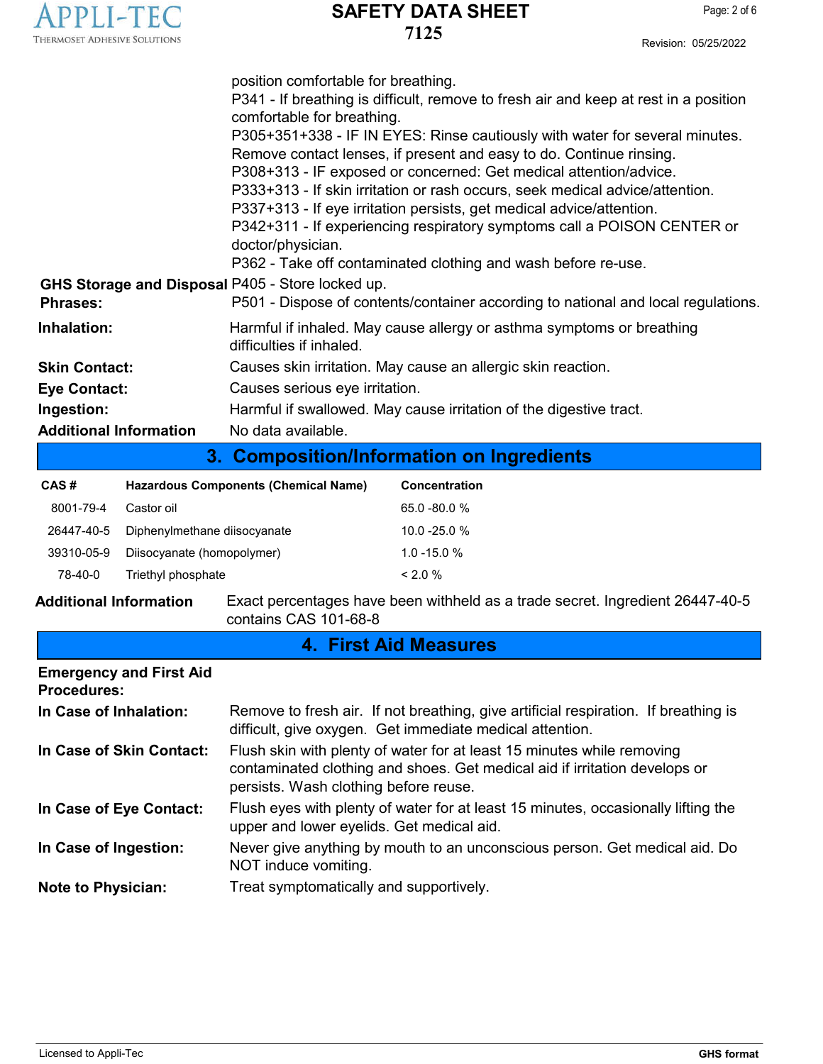position comfortable for breathing.
P341 - If breathing is difficult, remove to fresh air and keep at rest in a position comfortable for breathing.
P305+351+338 - IF IN EYES: Rinse cautiously with water for several minutes. Remove contact lenses, if present and easy to do. Continue rinsing.
P308+313 - IF exposed or concerned: Get medical attention/advice.
P333+313 - If skin irritation or rash occurs, seek medical advice/attention.
P337+313 - If eye irritation persists, get medical advice/attention.
P342+311 - If experiencing respiratory symptoms call a POISON CENTER or doctor/physician.
P362 - Take off contaminated clothing and wash before re-use.

**GHS Storage and Disposal Phrases:** P405 - Store locked up.
P501 - Dispose of contents/container according to national and local regulations.

**Inhalation:** Harmful if inhaled. May cause allergy or asthma symptoms or breathing difficulties if inhaled.

**Skin Contact:** Causes skin irritation. May cause an allergic skin reaction.

**Eye Contact:** Causes serious eye irritation.

**Ingestion:** Harmful if swallowed. May cause irritation of the digestive tract.

**Additional Information** No data available.

## 3. Composition/Information on Ingredients

| CAS # | Hazardous Components (Chemical Name) | Concentration |
|---|---|---|
| 8001-79-4 | Castor oil | 65.0 -80.0 % |
| 26447-40-5 | Diphenylmethane diisocyanate | 10.0 -25.0 % |
| 39310-05-9 | Diisocyanate (homopolymer) | 1.0 -15.0 % |
| 78-40-0 | Triethyl phosphate | < 2.0 % |

**Additional Information** Exact percentages have been withheld as a trade secret. Ingredient 26447-40-5 contains CAS 101-68-8

## 4. First Aid Measures

**Emergency and First Aid Procedures:**

**In Case of Inhalation:** Remove to fresh air. If not breathing, give artificial respiration. If breathing is difficult, give oxygen. Get immediate medical attention.

**In Case of Skin Contact:** Flush skin with plenty of water for at least 15 minutes while removing contaminated clothing and shoes. Get medical aid if irritation develops or persists. Wash clothing before reuse.

**In Case of Eye Contact:** Flush eyes with plenty of water for at least 15 minutes, occasionally lifting the upper and lower eyelids. Get medical aid.

**In Case of Ingestion:** Never give anything by mouth to an unconscious person. Get medical aid. Do NOT induce vomiting.

**Note to Physician:** Treat symptomatically and supportively.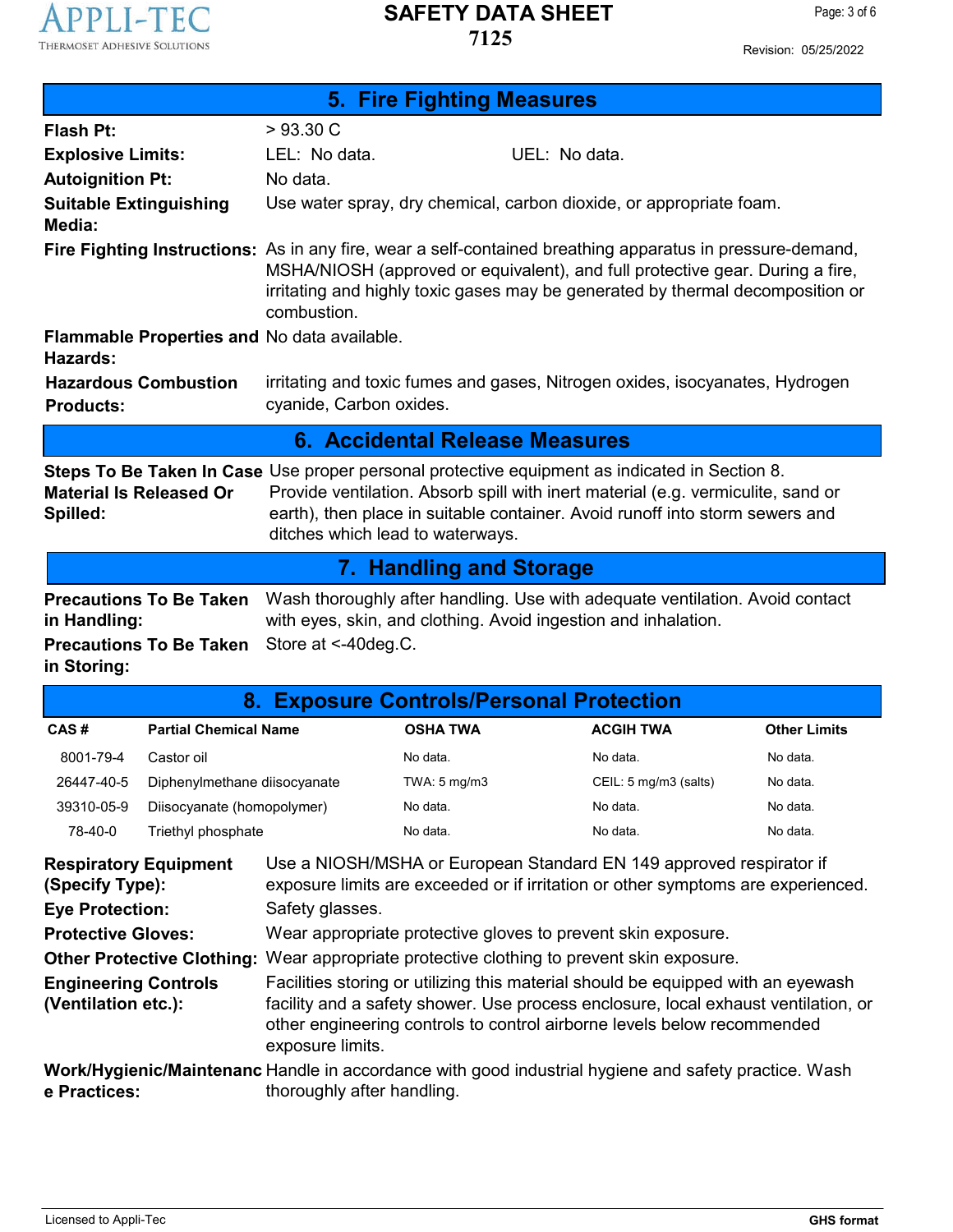## 5. Fire Fighting Measures

**Flash Pt:** > 93.30 C

**Explosive Limits:** LEL: No data. UEL: No data.

**Autoignition Pt:** No data.

**Suitable Extinguishing Media:** Use water spray, dry chemical, carbon dioxide, or appropriate foam.

**Fire Fighting Instructions:** As in any fire, wear a self-contained breathing apparatus in pressure-demand, MSHA/NIOSH (approved or equivalent), and full protective gear. During a fire, irritating and highly toxic gases may be generated by thermal decomposition or combustion.

**Flammable Properties and Hazards:** No data available.

**Hazardous Combustion Products:** irritating and toxic fumes and gases, Nitrogen oxides, isocyanates, Hydrogen cyanide, Carbon oxides.

## 6. Accidental Release Measures

**Steps To Be Taken In Case Material Is Released Or Spilled:** Use proper personal protective equipment as indicated in Section 8. Provide ventilation. Absorb spill with inert material (e.g. vermiculite, sand or earth), then place in suitable container. Avoid runoff into storm sewers and ditches which lead to waterways.

## 7. Handling and Storage

**Precautions To Be Taken in Handling:** Wash thoroughly after handling. Use with adequate ventilation. Avoid contact with eyes, skin, and clothing. Avoid ingestion and inhalation.

**Precautions To Be Taken in Storing:** Store at <-40deg.C.

## 8. Exposure Controls/Personal Protection

| CAS # | Partial Chemical Name | OSHA TWA | ACGIH TWA | Other Limits |
|---|---|---|---|---|
| 8001-79-4 | Castor oil | No data. | No data. | No data. |
| 26447-40-5 | Diphenylmethane diisocyanate | TWA: 5 mg/m3 | CEIL: 5 mg/m3 (salts) | No data. |
| 39310-05-9 | Diisocyanate (homopolymer) | No data. | No data. | No data. |
| 78-40-0 | Triethyl phosphate | No data. | No data. | No data. |

**Respiratory Equipment (Specify Type):** Use a NIOSH/MSHA or European Standard EN 149 approved respirator if exposure limits are exceeded or if irritation or other symptoms are experienced.

**Eye Protection:** Safety glasses.

**Protective Gloves:** Wear appropriate protective gloves to prevent skin exposure.

**Other Protective Clothing:** Wear appropriate protective clothing to prevent skin exposure.

**Engineering Controls (Ventilation etc.):** Facilities storing or utilizing this material should be equipped with an eyewash facility and a safety shower. Use process enclosure, local exhaust ventilation, or other engineering controls to control airborne levels below recommended exposure limits.

**Work/Hygienic/Maintenance Practices:** Handle in accordance with good industrial hygiene and safety practice. Wash thoroughly after handling.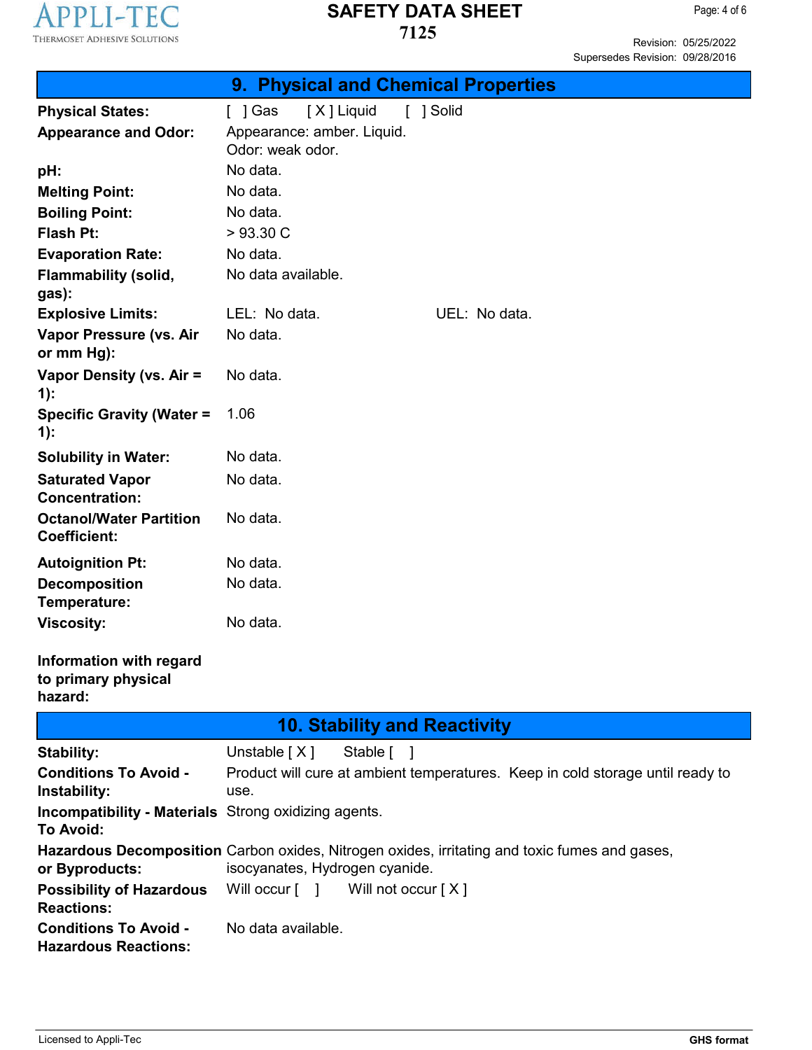## 9. Physical and Chemical Properties

| Property | Value |
| --- | --- |
| **Physical States:** | [ ] Gas  [ X ] Liquid  [ ] Solid |
| **Appearance and Odor:** | Appearance: amber. Liquid. Odor: weak odor. |
| **pH:** | No data. |
| **Melting Point:** | No data. |
| **Boiling Point:** | No data. |
| **Flash Pt:** | > 93.30 C |
| **Evaporation Rate:** | No data. |
| **Flammability (solid, gas):** | No data available. |
| **Explosive Limits:** | LEL: No data.  UEL: No data. |
| **Vapor Pressure (vs. Air or mm Hg):** | No data. |
| **Vapor Density (vs. Air = 1):** | No data. |
| **Specific Gravity (Water = 1):** | 1.06 |
| **Solubility in Water:** | No data. |
| **Saturated Vapor Concentration:** | No data. |
| **Octanol/Water Partition Coefficient:** | No data. |
| **Autoignition Pt:** | No data. |
| **Decomposition Temperature:** | No data. |
| **Viscosity:** | No data. |
| **Information with regard to primary physical hazard:** | |

## 10. Stability and Reactivity

| Property | Value |
| --- | --- |
| **Stability:** | Unstable [ X ]  Stable [ ] |
| **Conditions To Avoid - Instability:** | Product will cure at ambient temperatures. Keep in cold storage until ready to use. |
| **Incompatibility - Materials To Avoid:** | Strong oxidizing agents. |
| **Hazardous Decomposition or Byproducts:** | Carbon oxides, Nitrogen oxides, irritating and toxic fumes and gases, isocyanates, Hydrogen cyanide. |
| **Possibility of Hazardous Reactions:** | Will occur [ ]  Will not occur [ X ] |
| **Conditions To Avoid - Hazardous Reactions:** | No data available. |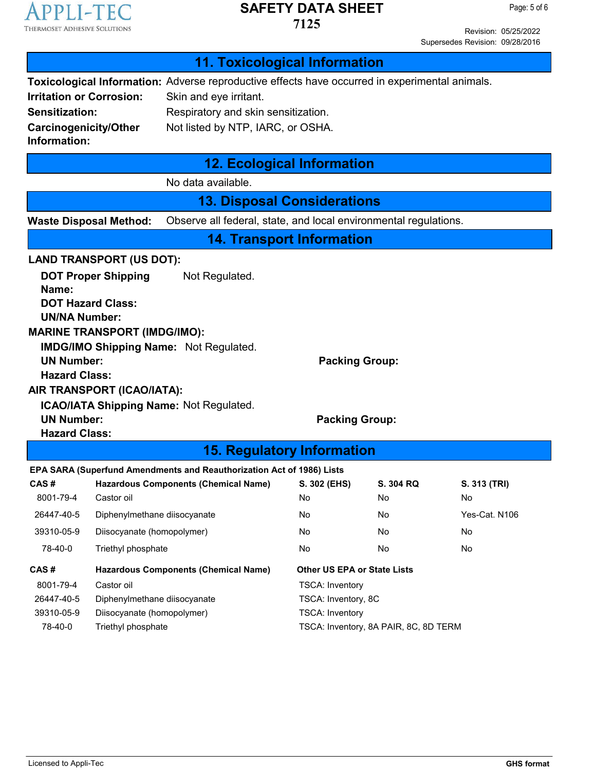## 11. Toxicological Information

**Toxicological Information:** Adverse reproductive effects have occurred in experimental animals.

**Irritation or Corrosion:** Skin and eye irritant.

**Sensitization:** Respiratory and skin sensitization.

**Carcinogenicity/Other Information:** Not listed by NTP, IARC, or OSHA.

## 12. Ecological Information

No data available.

## 13. Disposal Considerations

**Waste Disposal Method:** Observe all federal, state, and local environmental regulations.

## 14. Transport Information

**LAND TRANSPORT (US DOT):**

**DOT Proper Shipping Name:** Not Regulated.

**DOT Hazard Class:**

**UN/NA Number:**

**MARINE TRANSPORT (IMDG/IMO):**

**IMDG/IMO Shipping Name:** Not Regulated.

**UN Number:** **Packing Group:**

**Hazard Class:**

**AIR TRANSPORT (ICAO/IATA):**

**ICAO/IATA Shipping Name:** Not Regulated.

**UN Number:** **Packing Group:**

**Hazard Class:**

## 15. Regulatory Information

**EPA SARA (Superfund Amendments and Reauthorization Act of 1986) Lists**

| CAS # | Hazardous Components (Chemical Name) | S. 302 (EHS) | S. 304 RQ | S. 313 (TRI) |
|---|---|---|---|---|
| 8001-79-4 | Castor oil | No | No | No |
| 26447-40-5 | Diphenylmethane diisocyanate | No | No | Yes-Cat. N106 |
| 39310-05-9 | Diisocyanate (homopolymer) | No | No | No |
| 78-40-0 | Triethyl phosphate | No | No | No |

| CAS # | Hazardous Components (Chemical Name) | Other US EPA or State Lists |
|---|---|---|
| 8001-79-4 | Castor oil | TSCA: Inventory |
| 26447-40-5 | Diphenylmethane diisocyanate | TSCA: Inventory, 8C |
| 39310-05-9 | Diisocyanate (homopolymer) | TSCA: Inventory |
| 78-40-0 | Triethyl phosphate | TSCA: Inventory, 8A PAIR, 8C, 8D TERM |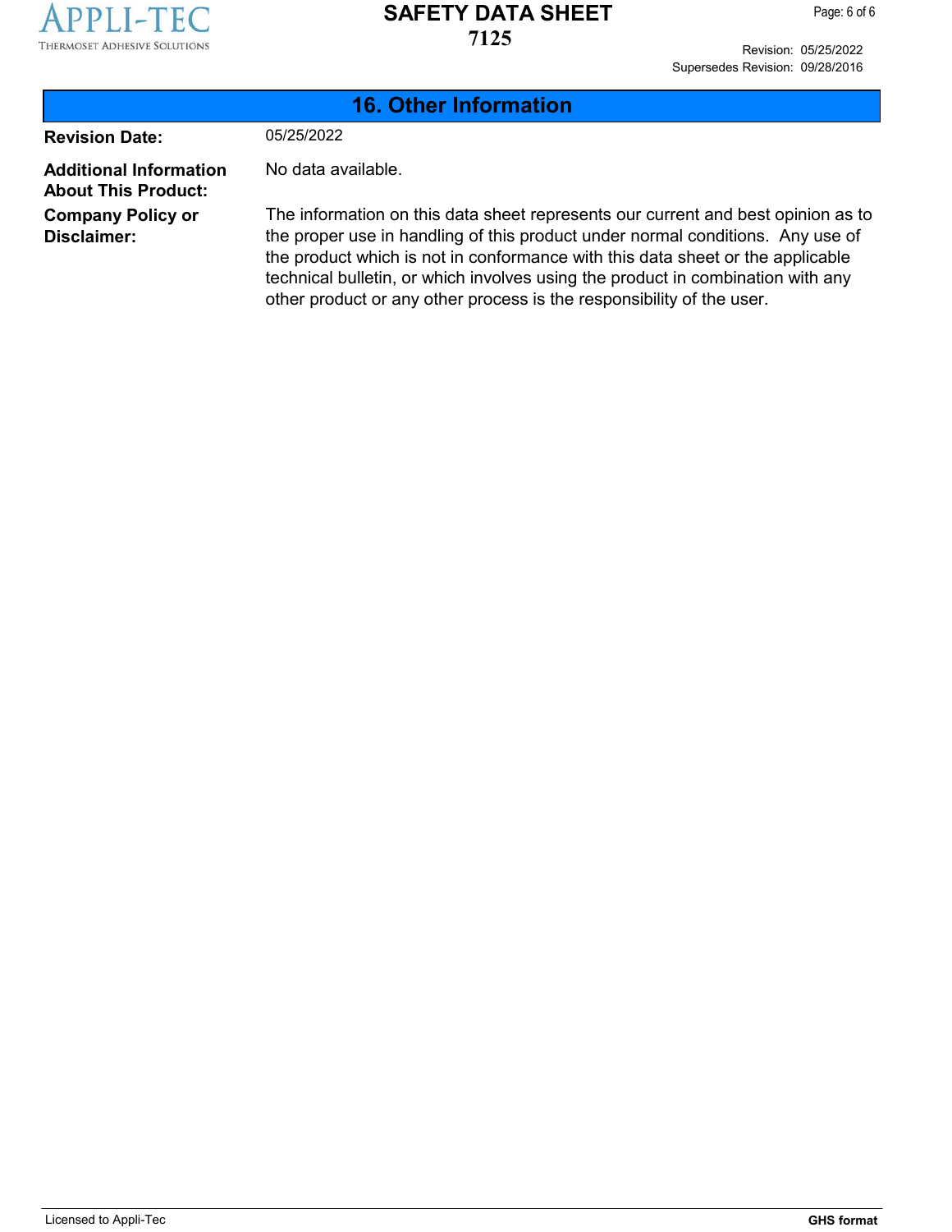## 16. Other Information

| | |
|---|---|
| **Revision Date:** | 05/25/2022 |
| **Additional Information About This Product:** | No data available. |
| **Company Policy or Disclaimer:** | The information on this data sheet represents our current and best opinion as to the proper use in handling of this product under normal conditions. Any use of the product which is not in conformance with this data sheet or the applicable technical bulletin, or which involves using the product in combination with any other product or any other process is the responsibility of the user. |